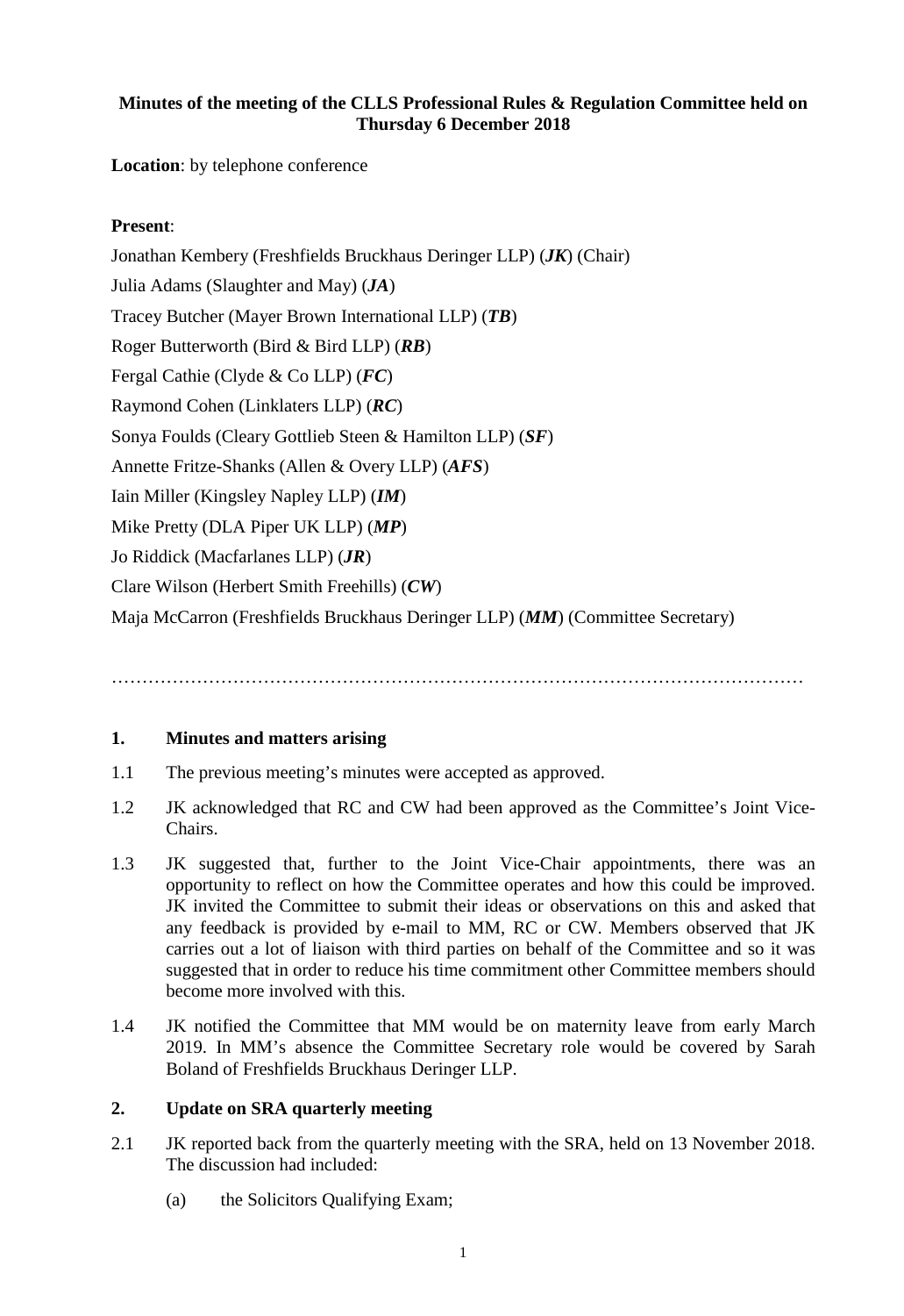**Minutes of the meeting of the CLLS Professional Rules & Regulation Committee held on Thursday 6 December 2018**

**Location**: by telephone conference

**Present**:

Jonathan Kembery (Freshfields Bruckhaus Deringer LLP) (***JK***) (Chair)

Julia Adams (Slaughter and May) (***JA***)

Tracey Butcher (Mayer Brown International LLP) (***TB***)

Roger Butterworth (Bird & Bird LLP) (***RB***)

Fergal Cathie (Clyde & Co LLP) (***FC***)

Raymond Cohen (Linklaters LLP) (***RC***)

Sonya Foulds (Cleary Gottlieb Steen & Hamilton LLP) (***SF***)

Annette Fritze-Shanks (Allen & Overy LLP) (***AFS***)

Iain Miller (Kingsley Napley LLP) (***IM***)

Mike Pretty (DLA Piper UK LLP) (***MP***)

Jo Riddick (Macfarlanes LLP) (***JR***)

Clare Wilson (Herbert Smith Freehills) (***CW***)

Maja McCarron (Freshfields Bruckhaus Deringer LLP) (***MM***) (Committee Secretary)

…………………………………………………………………………………………………

## 1. Minutes and matters arising

1.1 The previous meeting's minutes were accepted as approved.

1.2 JK acknowledged that RC and CW had been approved as the Committee's Joint Vice-Chairs.

1.3 JK suggested that, further to the Joint Vice-Chair appointments, there was an opportunity to reflect on how the Committee operates and how this could be improved. JK invited the Committee to submit their ideas or observations on this and asked that any feedback is provided by e-mail to MM, RC or CW. Members observed that JK carries out a lot of liaison with third parties on behalf of the Committee and so it was suggested that in order to reduce his time commitment other Committee members should become more involved with this.

1.4 JK notified the Committee that MM would be on maternity leave from early March 2019. In MM's absence the Committee Secretary role would be covered by Sarah Boland of Freshfields Bruckhaus Deringer LLP.

## 2. Update on SRA quarterly meeting

2.1 JK reported back from the quarterly meeting with the SRA, held on 13 November 2018. The discussion had included:

(a) the Solicitors Qualifying Exam;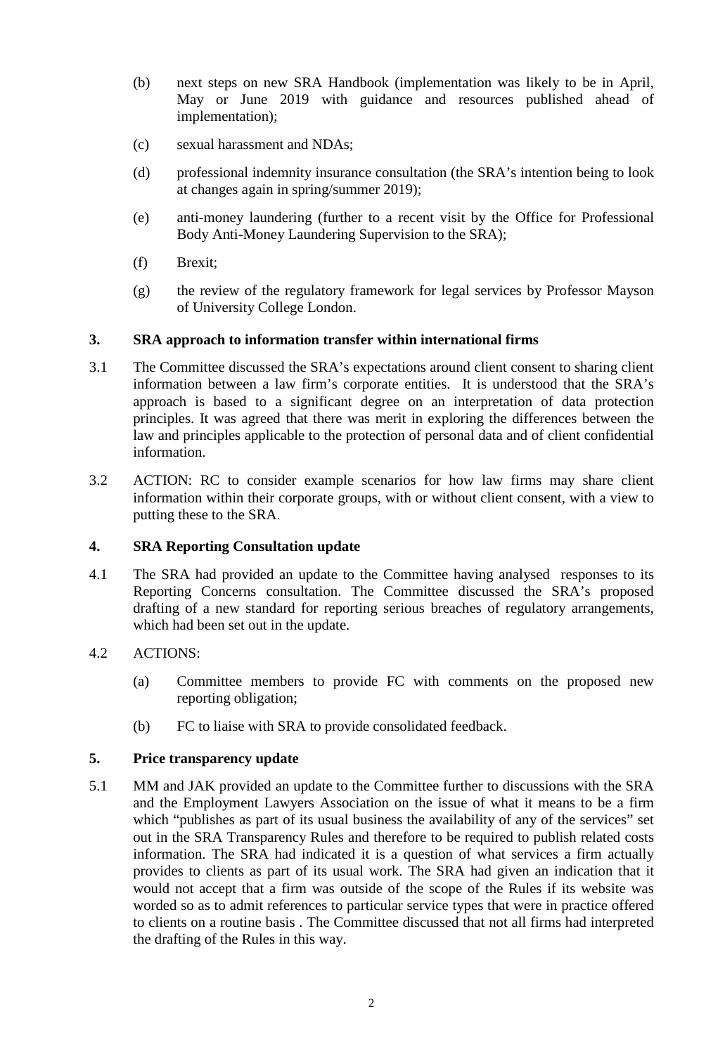(b) next steps on new SRA Handbook (implementation was likely to be in April, May or June 2019 with guidance and resources published ahead of implementation);

(c) sexual harassment and NDAs;

(d) professional indemnity insurance consultation (the SRA's intention being to look at changes again in spring/summer 2019);

(e) anti-money laundering (further to a recent visit by the Office for Professional Body Anti-Money Laundering Supervision to the SRA);

(f) Brexit;

(g) the review of the regulatory framework for legal services by Professor Mayson of University College London.

## 3. SRA approach to information transfer within international firms

3.1 The Committee discussed the SRA's expectations around client consent to sharing client information between a law firm's corporate entities. It is understood that the SRA's approach is based to a significant degree on an interpretation of data protection principles. It was agreed that there was merit in exploring the differences between the law and principles applicable to the protection of personal data and of client confidential information.

3.2 ACTION: RC to consider example scenarios for how law firms may share client information within their corporate groups, with or without client consent, with a view to putting these to the SRA.

## 4. SRA Reporting Consultation update

4.1 The SRA had provided an update to the Committee having analysed responses to its Reporting Concerns consultation. The Committee discussed the SRA's proposed drafting of a new standard for reporting serious breaches of regulatory arrangements, which had been set out in the update.

4.2 ACTIONS:

(a) Committee members to provide FC with comments on the proposed new reporting obligation;

(b) FC to liaise with SRA to provide consolidated feedback.

## 5. Price transparency update

5.1 MM and JAK provided an update to the Committee further to discussions with the SRA and the Employment Lawyers Association on the issue of what it means to be a firm which "publishes as part of its usual business the availability of any of the services" set out in the SRA Transparency Rules and therefore to be required to publish related costs information. The SRA had indicated it is a question of what services a firm actually provides to clients as part of its usual work. The SRA had given an indication that it would not accept that a firm was outside of the scope of the Rules if its website was worded so as to admit references to particular service types that were in practice offered to clients on a routine basis . The Committee discussed that not all firms had interpreted the drafting of the Rules in this way.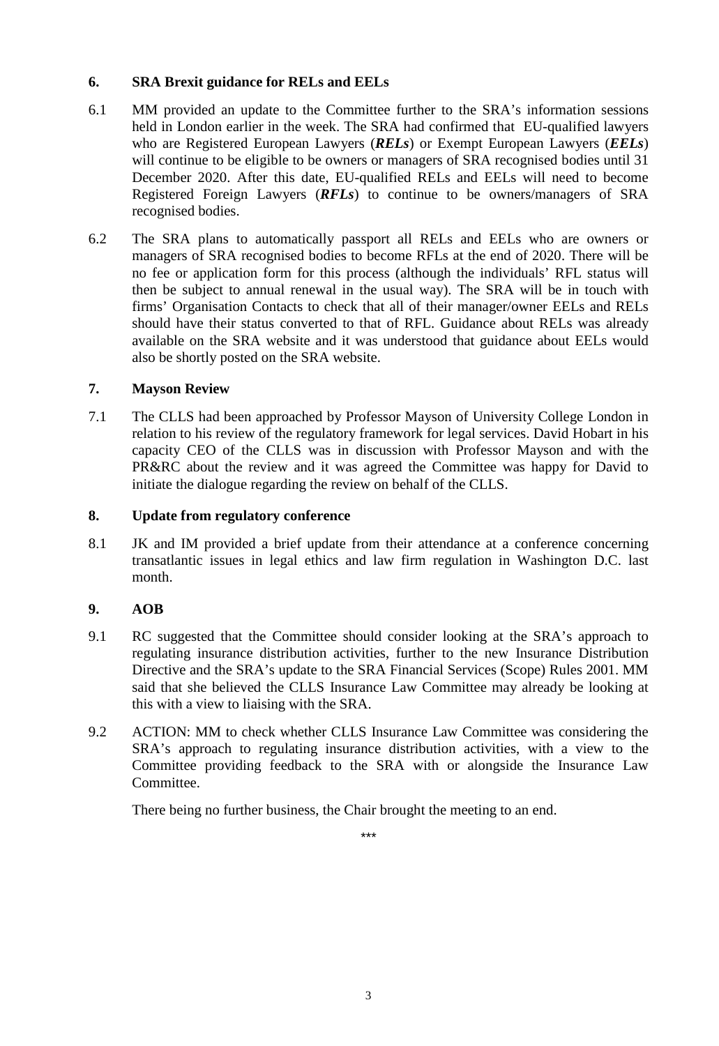## 6. SRA Brexit guidance for RELs and EELs

6.1 MM provided an update to the Committee further to the SRA's information sessions held in London earlier in the week. The SRA had confirmed that EU-qualified lawyers who are Registered European Lawyers (***RELs***) or Exempt European Lawyers (***EELs***) will continue to be eligible to be owners or managers of SRA recognised bodies until 31 December 2020. After this date, EU-qualified RELs and EELs will need to become Registered Foreign Lawyers (***RFLs***) to continue to be owners/managers of SRA recognised bodies.

6.2 The SRA plans to automatically passport all RELs and EELs who are owners or managers of SRA recognised bodies to become RFLs at the end of 2020. There will be no fee or application form for this process (although the individuals' RFL status will then be subject to annual renewal in the usual way). The SRA will be in touch with firms' Organisation Contacts to check that all of their manager/owner EELs and RELs should have their status converted to that of RFL. Guidance about RELs was already available on the SRA website and it was understood that guidance about EELs would also be shortly posted on the SRA website.

## 7. Mayson Review

7.1 The CLLS had been approached by Professor Mayson of University College London in relation to his review of the regulatory framework for legal services. David Hobart in his capacity CEO of the CLLS was in discussion with Professor Mayson and with the PR&RC about the review and it was agreed the Committee was happy for David to initiate the dialogue regarding the review on behalf of the CLLS.

## 8. Update from regulatory conference

8.1 JK and IM provided a brief update from their attendance at a conference concerning transatlantic issues in legal ethics and law firm regulation in Washington D.C. last month.

## 9. AOB

9.1 RC suggested that the Committee should consider looking at the SRA's approach to regulating insurance distribution activities, further to the new Insurance Distribution Directive and the SRA's update to the SRA Financial Services (Scope) Rules 2001. MM said that she believed the CLLS Insurance Law Committee may already be looking at this with a view to liaising with the SRA.

9.2 ACTION: MM to check whether CLLS Insurance Law Committee was considering the SRA's approach to regulating insurance distribution activities, with a view to the Committee providing feedback to the SRA with or alongside the Insurance Law Committee.

There being no further business, the Chair brought the meeting to an end.

***